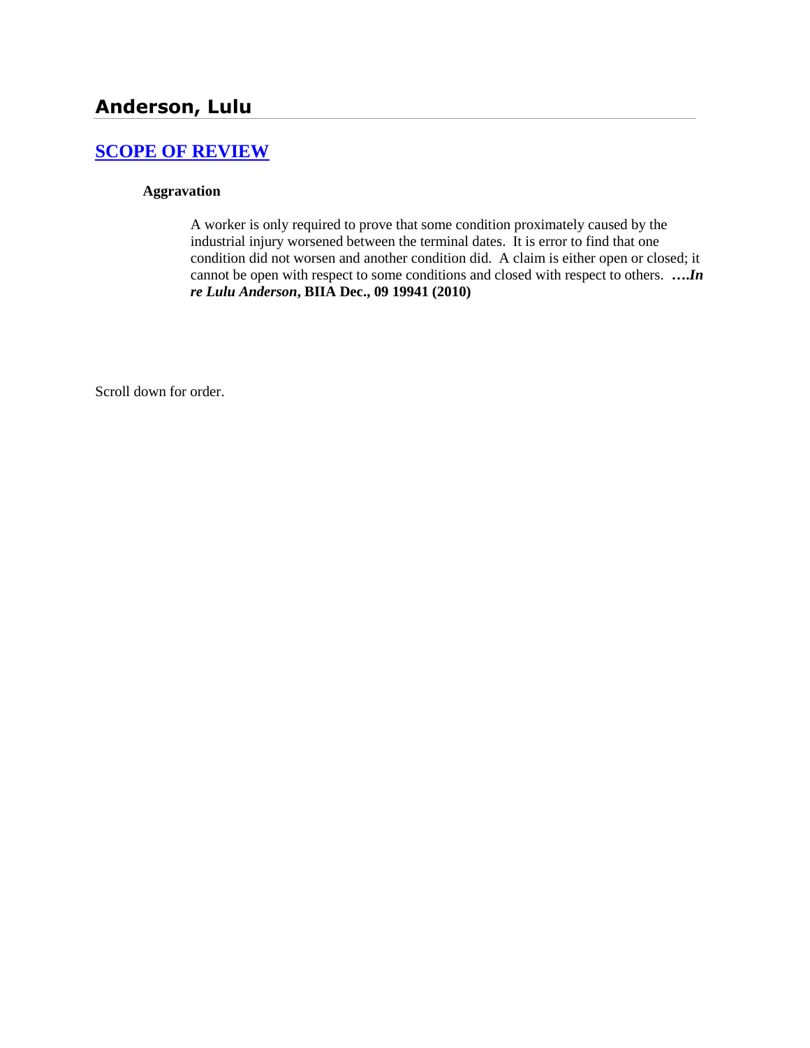# Anderson, Lulu

## [SCOPE OF REVIEW](#)

### Aggravation

A worker is only required to prove that some condition proximately caused by the industrial injury worsened between the terminal dates. It is error to find that one condition did not worsen and another condition did. A claim is either open or closed; it cannot be open with respect to some conditions and closed with respect to others. **….*In re Lulu Anderson*, BIIA Dec., 09 19941 (2010)**

Scroll down for order.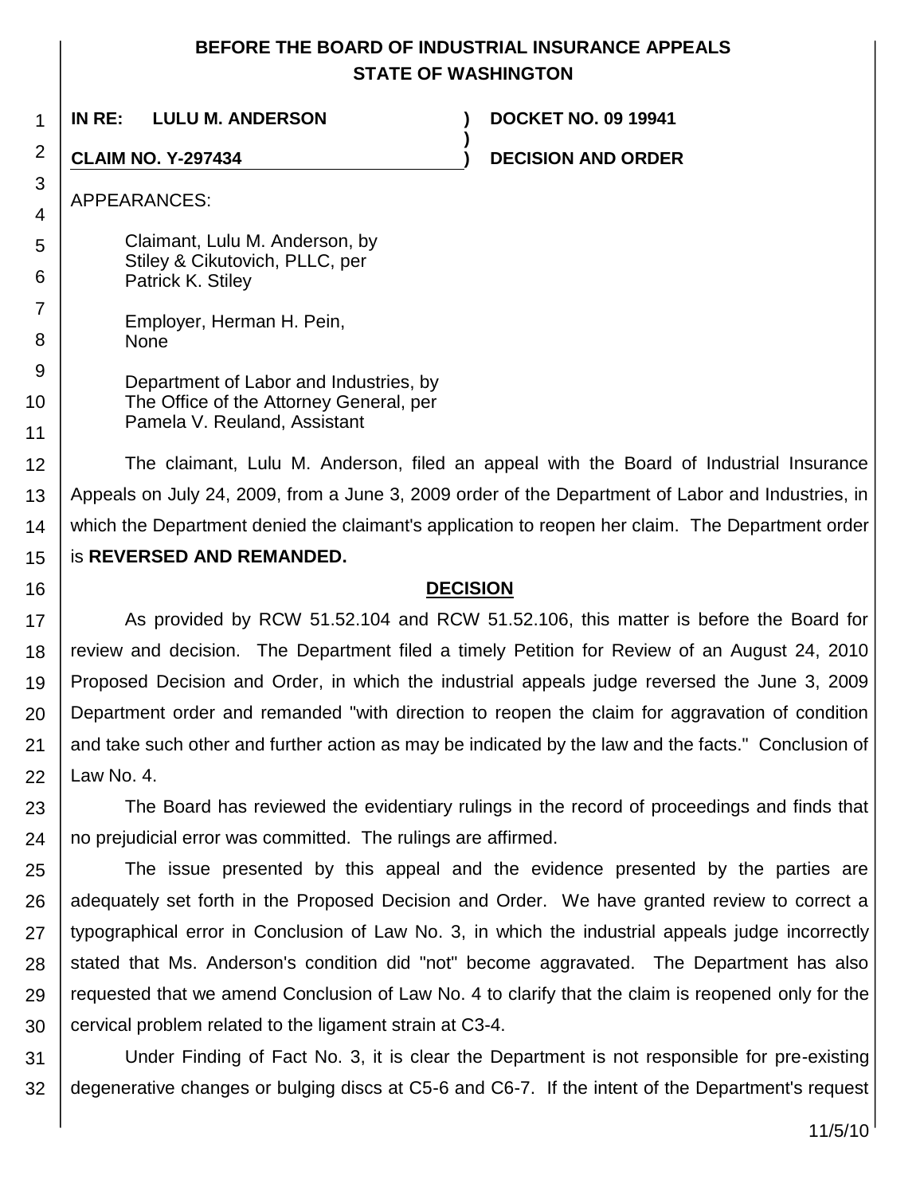# BEFORE THE BOARD OF INDUSTRIAL INSURANCE APPEALS
## STATE OF WASHINGTON

**IN RE: LULU M. ANDERSON** ) **DOCKET NO. 09 19941**

**CLAIM NO. Y-297434** ) **DECISION AND ORDER**

APPEARANCES:

Claimant, Lulu M. Anderson, by
Stiley & Cikutovich, PLLC, per
Patrick K. Stiley

Employer, Herman H. Pein,
None

Department of Labor and Industries, by
The Office of the Attorney General, per
Pamela V. Reuland, Assistant

The claimant, Lulu M. Anderson, filed an appeal with the Board of Industrial Insurance Appeals on July 24, 2009, from a June 3, 2009 order of the Department of Labor and Industries, in which the Department denied the claimant's application to reopen her claim. The Department order is **REVERSED AND REMANDED.**

## DECISION

As provided by RCW 51.52.104 and RCW 51.52.106, this matter is before the Board for review and decision. The Department filed a timely Petition for Review of an August 24, 2010 Proposed Decision and Order, in which the industrial appeals judge reversed the June 3, 2009 Department order and remanded "with direction to reopen the claim for aggravation of condition and take such other and further action as may be indicated by the law and the facts." Conclusion of Law No. 4.

The Board has reviewed the evidentiary rulings in the record of proceedings and finds that no prejudicial error was committed. The rulings are affirmed.

The issue presented by this appeal and the evidence presented by the parties are adequately set forth in the Proposed Decision and Order. We have granted review to correct a typographical error in Conclusion of Law No. 3, in which the industrial appeals judge incorrectly stated that Ms. Anderson's condition did "not" become aggravated. The Department has also requested that we amend Conclusion of Law No. 4 to clarify that the claim is reopened only for the cervical problem related to the ligament strain at C3-4.

Under Finding of Fact No. 3, it is clear the Department is not responsible for pre-existing degenerative changes or bulging discs at C5-6 and C6-7. If the intent of the Department's request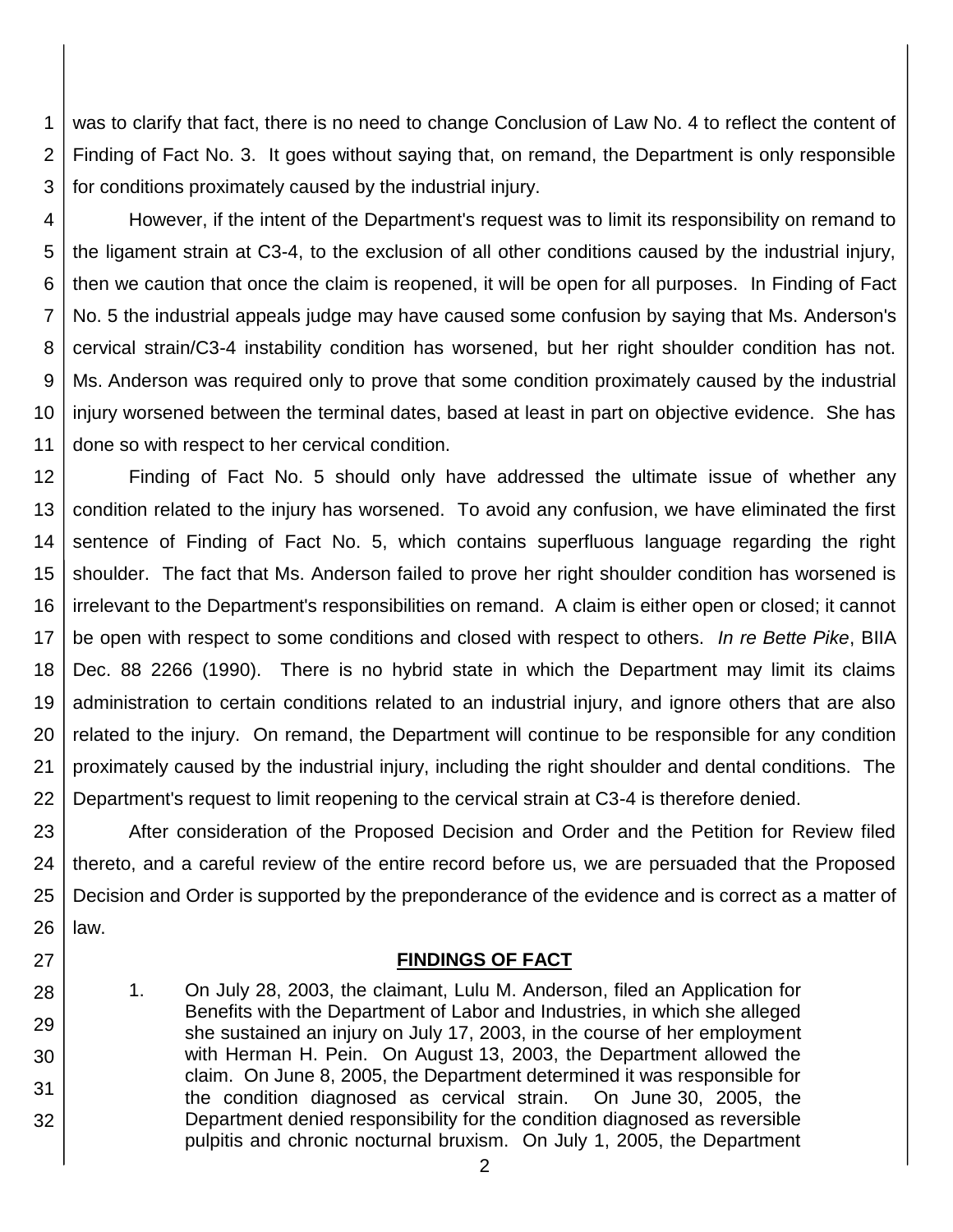was to clarify that fact, there is no need to change Conclusion of Law No. 4 to reflect the content of Finding of Fact No. 3. It goes without saying that, on remand, the Department is only responsible for conditions proximately caused by the industrial injury.

However, if the intent of the Department's request was to limit its responsibility on remand to the ligament strain at C3-4, to the exclusion of all other conditions caused by the industrial injury, then we caution that once the claim is reopened, it will be open for all purposes. In Finding of Fact No. 5 the industrial appeals judge may have caused some confusion by saying that Ms. Anderson's cervical strain/C3-4 instability condition has worsened, but her right shoulder condition has not. Ms. Anderson was required only to prove that some condition proximately caused by the industrial injury worsened between the terminal dates, based at least in part on objective evidence. She has done so with respect to her cervical condition.

Finding of Fact No. 5 should only have addressed the ultimate issue of whether any condition related to the injury has worsened. To avoid any confusion, we have eliminated the first sentence of Finding of Fact No. 5, which contains superfluous language regarding the right shoulder. The fact that Ms. Anderson failed to prove her right shoulder condition has worsened is irrelevant to the Department's responsibilities on remand. A claim is either open or closed; it cannot be open with respect to some conditions and closed with respect to others. *In re Bette Pike*, BIIA Dec. 88 2266 (1990). There is no hybrid state in which the Department may limit its claims administration to certain conditions related to an industrial injury, and ignore others that are also related to the injury. On remand, the Department will continue to be responsible for any condition proximately caused by the industrial injury, including the right shoulder and dental conditions. The Department's request to limit reopening to the cervical strain at C3-4 is therefore denied.

After consideration of the Proposed Decision and Order and the Petition for Review filed thereto, and a careful review of the entire record before us, we are persuaded that the Proposed Decision and Order is supported by the preponderance of the evidence and is correct as a matter of law.

## FINDINGS OF FACT

1. On July 28, 2003, the claimant, Lulu M. Anderson, filed an Application for Benefits with the Department of Labor and Industries, in which she alleged she sustained an injury on July 17, 2003, in the course of her employment with Herman H. Pein. On August 13, 2003, the Department allowed the claim. On June 8, 2005, the Department determined it was responsible for the condition diagnosed as cervical strain. On June 30, 2005, the Department denied responsibility for the condition diagnosed as reversible pulpitis and chronic nocturnal bruxism. On July 1, 2005, the Department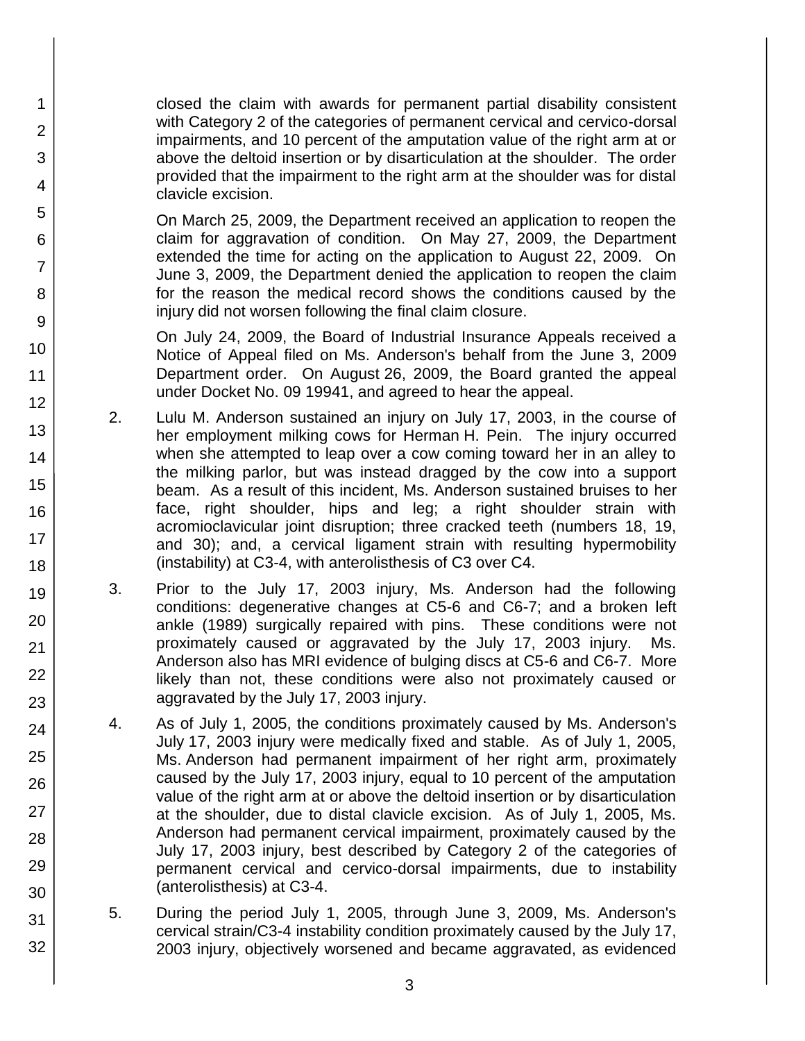closed the claim with awards for permanent partial disability consistent with Category 2 of the categories of permanent cervical and cervico-dorsal impairments, and 10 percent of the amputation value of the right arm at or above the deltoid insertion or by disarticulation at the shoulder. The order provided that the impairment to the right arm at the shoulder was for distal clavicle excision.

On March 25, 2009, the Department received an application to reopen the claim for aggravation of condition. On May 27, 2009, the Department extended the time for acting on the application to August 22, 2009. On June 3, 2009, the Department denied the application to reopen the claim for the reason the medical record shows the conditions caused by the injury did not worsen following the final claim closure.

On July 24, 2009, the Board of Industrial Insurance Appeals received a Notice of Appeal filed on Ms. Anderson's behalf from the June 3, 2009 Department order. On August 26, 2009, the Board granted the appeal under Docket No. 09 19941, and agreed to hear the appeal.

2. Lulu M. Anderson sustained an injury on July 17, 2003, in the course of her employment milking cows for Herman H. Pein. The injury occurred when she attempted to leap over a cow coming toward her in an alley to the milking parlor, but was instead dragged by the cow into a support beam. As a result of this incident, Ms. Anderson sustained bruises to her face, right shoulder, hips and leg; a right shoulder strain with acromioclavicular joint disruption; three cracked teeth (numbers 18, 19, and 30); and, a cervical ligament strain with resulting hypermobility (instability) at C3-4, with anterolisthesis of C3 over C4.

3. Prior to the July 17, 2003 injury, Ms. Anderson had the following conditions: degenerative changes at C5-6 and C6-7; and a broken left ankle (1989) surgically repaired with pins. These conditions were not proximately caused or aggravated by the July 17, 2003 injury. Ms. Anderson also has MRI evidence of bulging discs at C5-6 and C6-7. More likely than not, these conditions were also not proximately caused or aggravated by the July 17, 2003 injury.

4. As of July 1, 2005, the conditions proximately caused by Ms. Anderson's July 17, 2003 injury were medically fixed and stable. As of July 1, 2005, Ms. Anderson had permanent impairment of her right arm, proximately caused by the July 17, 2003 injury, equal to 10 percent of the amputation value of the right arm at or above the deltoid insertion or by disarticulation at the shoulder, due to distal clavicle excision. As of July 1, 2005, Ms. Anderson had permanent cervical impairment, proximately caused by the July 17, 2003 injury, best described by Category 2 of the categories of permanent cervical and cervico-dorsal impairments, due to instability (anterolisthesis) at C3-4.

5. During the period July 1, 2005, through June 3, 2009, Ms. Anderson's cervical strain/C3-4 instability condition proximately caused by the July 17, 2003 injury, objectively worsened and became aggravated, as evidenced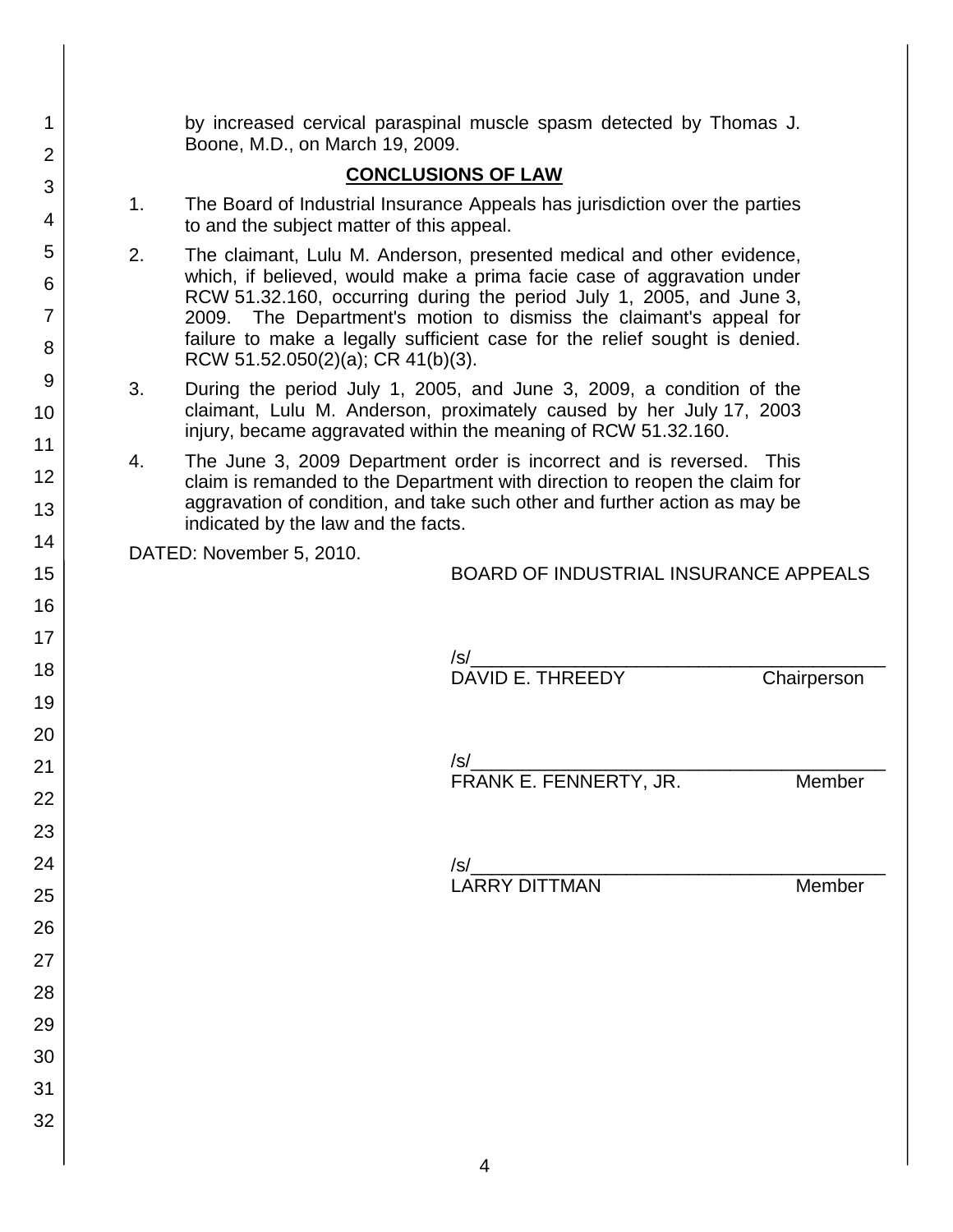by increased cervical paraspinal muscle spasm detected by Thomas J. Boone, M.D., on March 19, 2009.

## CONCLUSIONS OF LAW

1. The Board of Industrial Insurance Appeals has jurisdiction over the parties to and the subject matter of this appeal.

2. The claimant, Lulu M. Anderson, presented medical and other evidence, which, if believed, would make a prima facie case of aggravation under RCW 51.32.160, occurring during the period July 1, 2005, and June 3, 2009. The Department's motion to dismiss the claimant's appeal for failure to make a legally sufficient case for the relief sought is denied. RCW 51.52.050(2)(a); CR 41(b)(3).

3. During the period July 1, 2005, and June 3, 2009, a condition of the claimant, Lulu M. Anderson, proximately caused by her July 17, 2003 injury, became aggravated within the meaning of RCW 51.32.160.

4. The June 3, 2009 Department order is incorrect and is reversed. This claim is remanded to the Department with direction to reopen the claim for aggravation of condition, and take such other and further action as may be indicated by the law and the facts.

DATED: November 5, 2010.

BOARD OF INDUSTRIAL INSURANCE APPEALS

/s/________________________________________
DAVID E. THREEDY Chairperson

/s/________________________________________
FRANK E. FENNERTY, JR. Member

/s/________________________________________
LARRY DITTMAN Member